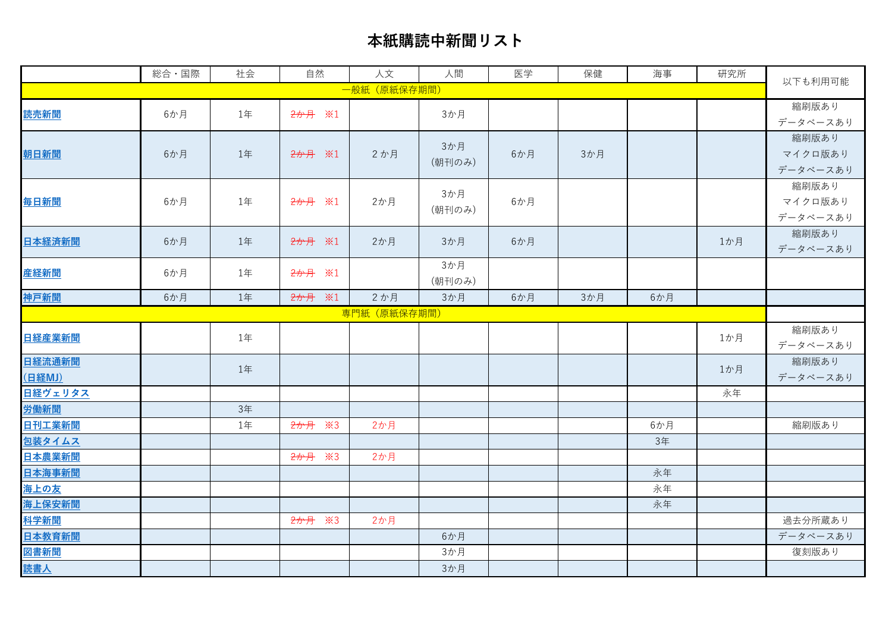# 本紙購読中新聞リスト

| | 総合・国際 | 社会 | 自然 | 人文 | 人間 | 医学 | 保健 | 海事 | 研究所 | 以下も利用可能 |
|---|---|---|---|---|---|---|---|---|---|---|
| 一般紙（原紙保存期間） | | | | | | | | | | |
| 読売新聞 | 6か月 | 1年 | ~~2か月~~ ※1 | | 3か月 | | | | | 縮刷版あり データベースあり |
| 朝日新聞 | 6か月 | 1年 | ~~2か月~~ ※1 | 2 か月 | 3か月 （朝刊のみ） | 6か月 | 3か月 | | | 縮刷版あり マイクロ版あり データベースあり |
| 毎日新聞 | 6か月 | 1年 | ~~2か月~~ ※1 | 2か月 | 3か月 （朝刊のみ） | 6か月 | | | | 縮刷版あり マイクロ版あり データベースあり |
| 日本経済新聞 | 6か月 | 1年 | ~~2か月~~ ※1 | 2か月 | 3か月 | 6か月 | | | 1か月 | 縮刷版あり データベースあり |
| 産経新聞 | 6か月 | 1年 | ~~2か月~~ ※1 | | 3か月 （朝刊のみ） | | | | | |
| 神戸新聞 | 6か月 | 1年 | ~~2か月~~ ※1 | 2 か月 | 3か月 | 6か月 | 3か月 | 6か月 | | |
| 専門紙（原紙保存期間） | | | | | | | | | | |
| 日経産業新聞 | | 1年 | | | | | | | 1か月 | 縮刷版あり データベースあり |
| 日経流通新聞 （日経MJ） | | 1年 | | | | | | | 1か月 | 縮刷版あり データベースあり |
| 日経ヴェリタス | | | | | | | | | 永年 | |
| 労働新聞 | | 3年 | | | | | | | | |
| 日刊工業新聞 | | 1年 | ~~2か月~~ ※3 | 2か月 | | | | 6か月 | | 縮刷版あり |
| 包装タイムス | | | | | | | | 3年 | | |
| 日本農業新聞 | | | ~~2か月~~ ※3 | 2か月 | | | | | | |
| 日本海事新聞 | | | | | | | | 永年 | | |
| 海上の友 | | | | | | | | 永年 | | |
| 海上保安新聞 | | | | | | | | 永年 | | |
| 科学新聞 | | | ~~2か月~~ ※3 | 2か月 | | | | | | 過去分所蔵あり |
| 日本教育新聞 | | | | | 6か月 | | | | | データベースあり |
| 図書新聞 | | | | | 3か月 | | | | | 復刻版あり |
| 読書人 | | | | | 3か月 | | | | | |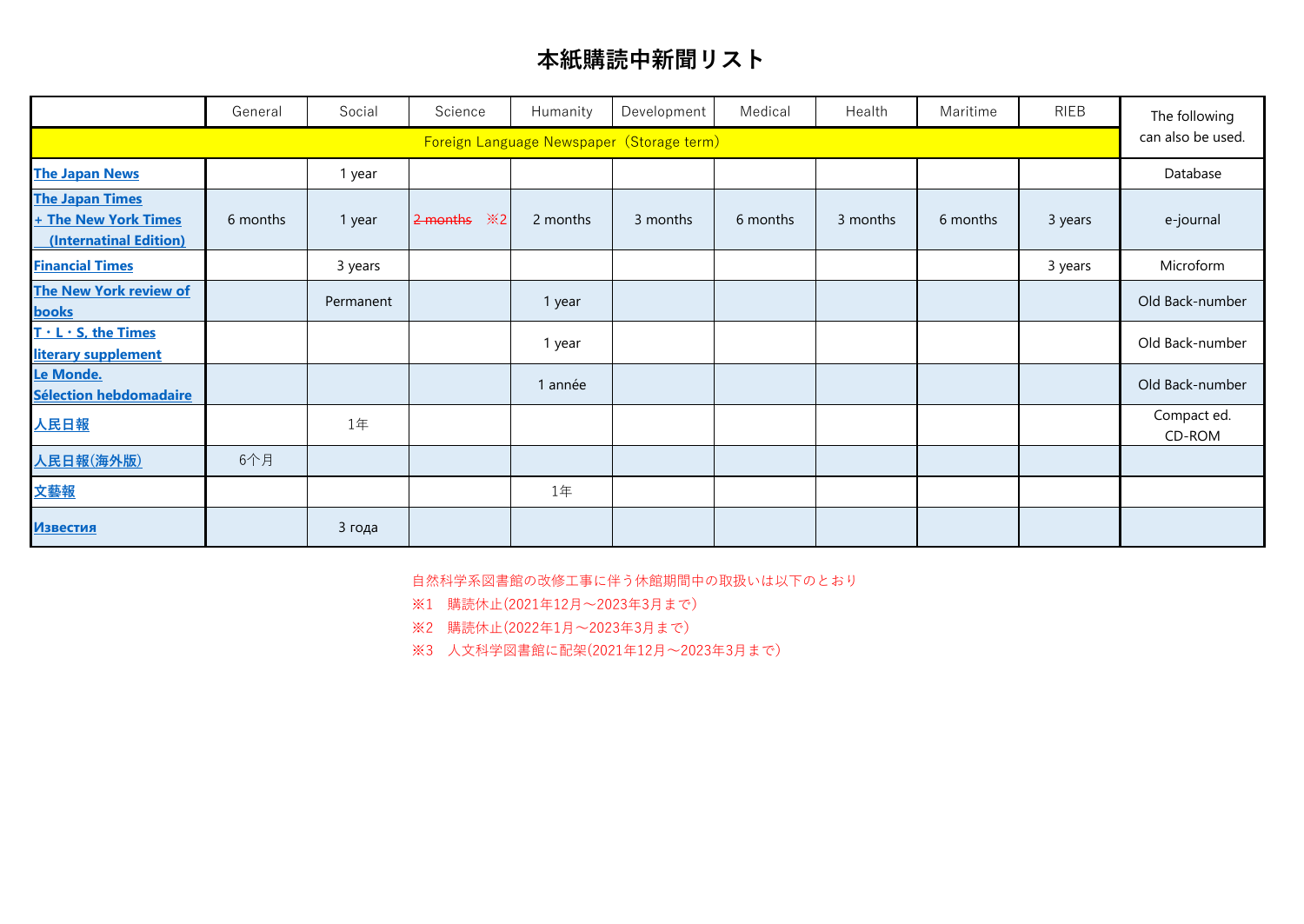# 本紙購読中新聞リスト

| | General | Social | Science | Humanity | Development | Medical | Health | Maritime | RIEB | The following can also be used. |
|---|---|---|---|---|---|---|---|---|---|---|
| Foreign Language Newspaper（Storage term） | | | | | | | | | | |
| The Japan News | | 1 year | | | | | | | | Database |
| The Japan Times + The New York Times (Internatinal Edition) | 6 months | 1 year | ~~2 months~~ ※2 | 2 months | 3 months | 6 months | 3 months | 6 months | 3 years | e-journal |
| Financial Times | | 3 years | | | | | | | 3 years | Microform |
| The New York review of books | | Permanent | | 1 year | | | | | | Old Back-number |
| T・L・S, the Times literary supplement | | | | 1 year | | | | | | Old Back-number |
| Le Monde. Sélection hebdomadaire | | | | 1 année | | | | | | Old Back-number |
| 人民日報 | | 1年 | | | | | | | | Compact ed. CD-ROM |
| 人民日報(海外版) | 6个月 | | | | | | | | | |
| 文藝報 | | | | 1年 | | | | | | |
| Известия | | 3 года | | | | | | | | |

自然科学系図書館の改修工事に伴う休館期間中の取扱いは以下のとおり

※1　購読休止(2021年12月～2023年3月まで)

※2　購読休止(2022年1月～2023年3月まで)

※3　人文科学図書館に配架(2021年12月～2023年3月まで)